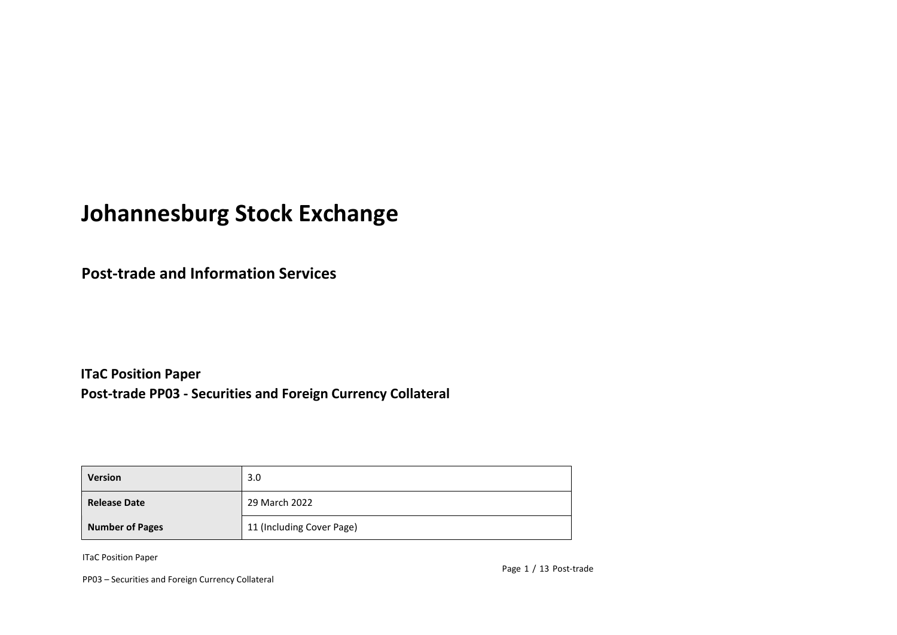# Johannesburg Stock Exchange

## Post-trade and Information Services

**ITaC Position Paper**
**Post-trade PP03 - Securities and Foreign Currency Collateral**

| | |
|---|---|
| **Version** | 3.0 |
| **Release Date** | 29 March 2022 |
| **Number of Pages** | 11 (Including Cover Page) |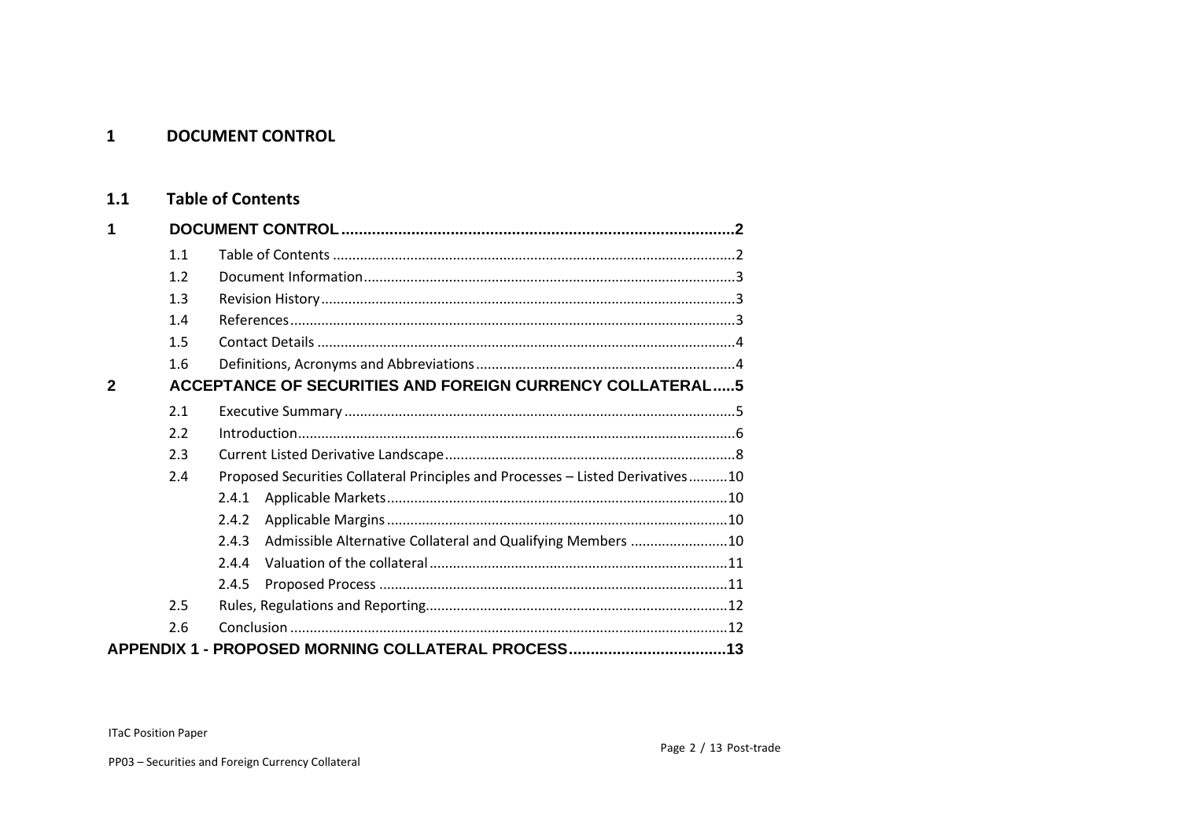# 1 DOCUMENT CONTROL

## 1.1 Table of Contents

**1 DOCUMENT CONTROL ......................................................................................... 2**

- 1.1 Table of Contents ........................................................................................ 2
- 1.2 Document Information ................................................................................ 3
- 1.3 Revision History ........................................................................................... 3
- 1.4 References .................................................................................................. 3
- 1.5 Contact Details ............................................................................................ 4
- 1.6 Definitions, Acronyms and Abbreviations ................................................... 4

**2 ACCEPTANCE OF SECURITIES AND FOREIGN CURRENCY COLLATERAL ..... 5**

- 2.1 Executive Summary ..................................................................................... 5
- 2.2 Introduction ................................................................................................. 6
- 2.3 Current Listed Derivative Landscape ........................................................... 8
- 2.4 Proposed Securities Collateral Principles and Processes – Listed Derivatives .......... 10
  - 2.4.1 Applicable Markets ........................................................................ 10
  - 2.4.2 Applicable Margins ........................................................................ 10
  - 2.4.3 Admissible Alternative Collateral and Qualifying Members ......................... 10
  - 2.4.4 Valuation of the collateral ............................................................. 11
  - 2.4.5 Proposed Process .......................................................................... 11
- 2.5 Rules, Regulations and Reporting .............................................................. 12
- 2.6 Conclusion ................................................................................................. 12

**APPENDIX 1 - PROPOSED MORNING COLLATERAL PROCESS ................................... 13**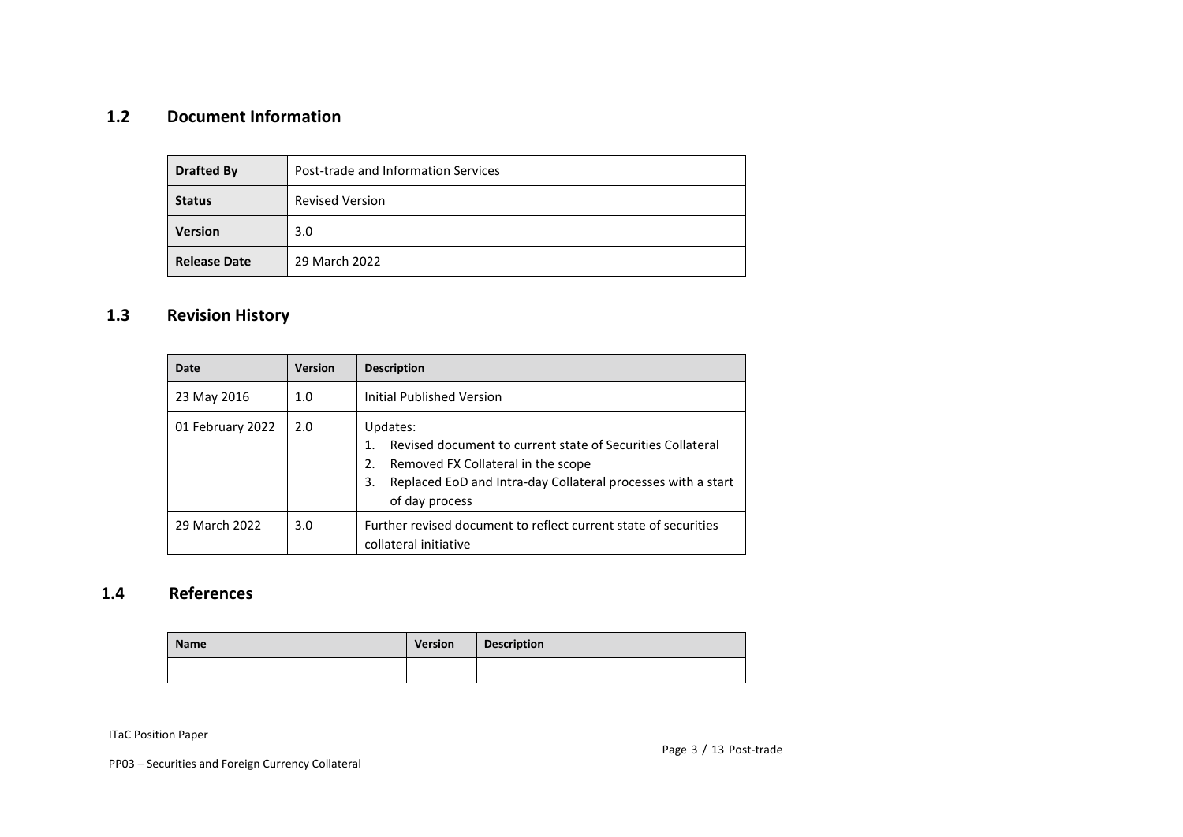## 1.2 Document Information

| **Drafted By** | Post-trade and Information Services |
| --- | --- |
| **Status** | Revised Version |
| **Version** | 3.0 |
| **Release Date** | 29 March 2022 |

## 1.3 Revision History

| Date | Version | Description |
| --- | --- | --- |
| 23 May 2016 | 1.0 | Initial Published Version |
| 01 February 2022 | 2.0 | Updates:<br>1. Revised document to current state of Securities Collateral<br>2. Removed FX Collateral in the scope<br>3. Replaced EoD and Intra-day Collateral processes with a start of day process |
| 29 March 2022 | 3.0 | Further revised document to reflect current state of securities collateral initiative |

## 1.4 References

| Name | Version | Description |
| --- | --- | --- |
| | | |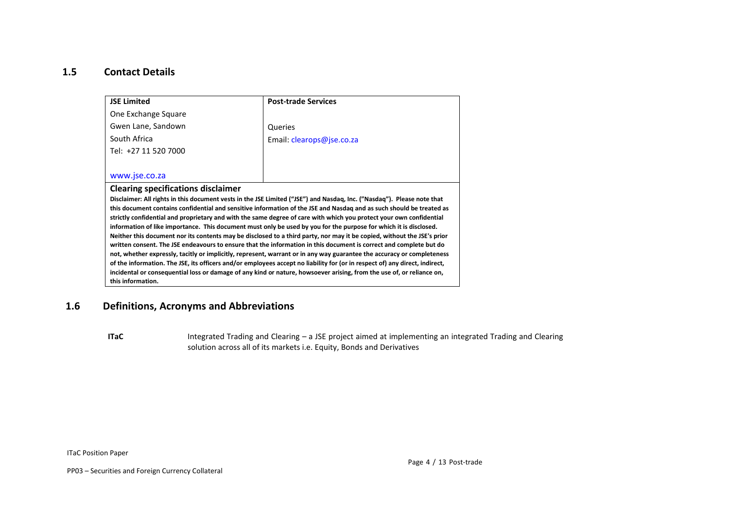## 1.5 Contact Details

| **JSE Limited** | **Post-trade Services** |
| --- | --- |
| One Exchange Square<br>Gwen Lane, Sandown<br>South Africa<br>Tel: +27 11 520 7000<br><br>www.jse.co.za | Queries<br>Email: clearops@jse.co.za |

**Clearing specifications disclaimer**

**Disclaimer: All rights in this document vests in the JSE Limited ("JSE") and Nasdaq, Inc. ("Nasdaq"). Please note that this document contains confidential and sensitive information of the JSE and Nasdaq and as such should be treated as strictly confidential and proprietary and with the same degree of care with which you protect your own confidential information of like importance. This document must only be used by you for the purpose for which it is disclosed. Neither this document nor its contents may be disclosed to a third party, nor may it be copied, without the JSE's prior written consent. The JSE endeavours to ensure that the information in this document is correct and complete but do not, whether expressly, tacitly or implicitly, represent, warrant or in any way guarantee the accuracy or completeness of the information. The JSE, its officers and/or employees accept no liability for (or in respect of) any direct, indirect, incidental or consequential loss or damage of any kind or nature, howsoever arising, from the use of, or reliance on, this information.**

## 1.6 Definitions, Acronyms and Abbreviations

**ITaC** Integrated Trading and Clearing – a JSE project aimed at implementing an integrated Trading and Clearing solution across all of its markets i.e. Equity, Bonds and Derivatives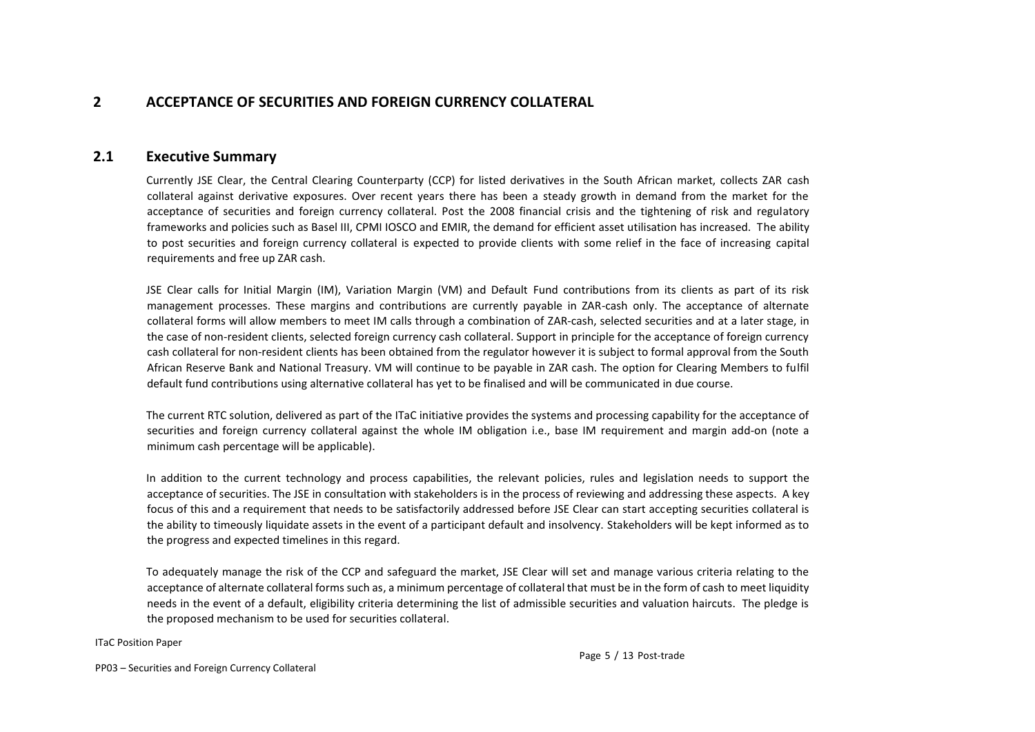# 2 ACCEPTANCE OF SECURITIES AND FOREIGN CURRENCY COLLATERAL

## 2.1 Executive Summary

Currently JSE Clear, the Central Clearing Counterparty (CCP) for listed derivatives in the South African market, collects ZAR cash collateral against derivative exposures. Over recent years there has been a steady growth in demand from the market for the acceptance of securities and foreign currency collateral. Post the 2008 financial crisis and the tightening of risk and regulatory frameworks and policies such as Basel III, CPMI IOSCO and EMIR, the demand for efficient asset utilisation has increased. The ability to post securities and foreign currency collateral is expected to provide clients with some relief in the face of increasing capital requirements and free up ZAR cash.

JSE Clear calls for Initial Margin (IM), Variation Margin (VM) and Default Fund contributions from its clients as part of its risk management processes. These margins and contributions are currently payable in ZAR-cash only. The acceptance of alternate collateral forms will allow members to meet IM calls through a combination of ZAR-cash, selected securities and at a later stage, in the case of non-resident clients, selected foreign currency cash collateral. Support in principle for the acceptance of foreign currency cash collateral for non-resident clients has been obtained from the regulator however it is subject to formal approval from the South African Reserve Bank and National Treasury. VM will continue to be payable in ZAR cash. The option for Clearing Members to fulfil default fund contributions using alternative collateral has yet to be finalised and will be communicated in due course.

The current RTC solution, delivered as part of the ITaC initiative provides the systems and processing capability for the acceptance of securities and foreign currency collateral against the whole IM obligation i.e., base IM requirement and margin add-on (note a minimum cash percentage will be applicable).

In addition to the current technology and process capabilities, the relevant policies, rules and legislation needs to support the acceptance of securities. The JSE in consultation with stakeholders is in the process of reviewing and addressing these aspects. A key focus of this and a requirement that needs to be satisfactorily addressed before JSE Clear can start accepting securities collateral is the ability to timeously liquidate assets in the event of a participant default and insolvency. Stakeholders will be kept informed as to the progress and expected timelines in this regard.

To adequately manage the risk of the CCP and safeguard the market, JSE Clear will set and manage various criteria relating to the acceptance of alternate collateral forms such as, a minimum percentage of collateral that must be in the form of cash to meet liquidity needs in the event of a default, eligibility criteria determining the list of admissible securities and valuation haircuts. The pledge is the proposed mechanism to be used for securities collateral.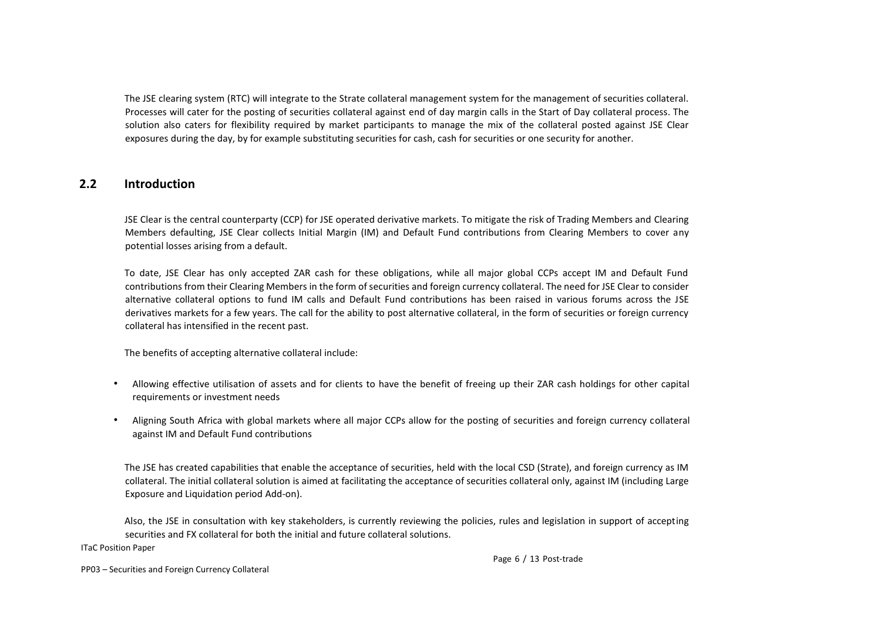The JSE clearing system (RTC) will integrate to the Strate collateral management system for the management of securities collateral. Processes will cater for the posting of securities collateral against end of day margin calls in the Start of Day collateral process. The solution also caters for flexibility required by market participants to manage the mix of the collateral posted against JSE Clear exposures during the day, by for example substituting securities for cash, cash for securities or one security for another.

## 2.2 Introduction

JSE Clear is the central counterparty (CCP) for JSE operated derivative markets. To mitigate the risk of Trading Members and Clearing Members defaulting, JSE Clear collects Initial Margin (IM) and Default Fund contributions from Clearing Members to cover any potential losses arising from a default.

To date, JSE Clear has only accepted ZAR cash for these obligations, while all major global CCPs accept IM and Default Fund contributions from their Clearing Members in the form of securities and foreign currency collateral. The need for JSE Clear to consider alternative collateral options to fund IM calls and Default Fund contributions has been raised in various forums across the JSE derivatives markets for a few years. The call for the ability to post alternative collateral, in the form of securities or foreign currency collateral has intensified in the recent past.

The benefits of accepting alternative collateral include:

- Allowing effective utilisation of assets and for clients to have the benefit of freeing up their ZAR cash holdings for other capital requirements or investment needs
- Aligning South Africa with global markets where all major CCPs allow for the posting of securities and foreign currency collateral against IM and Default Fund contributions

The JSE has created capabilities that enable the acceptance of securities, held with the local CSD (Strate), and foreign currency as IM collateral. The initial collateral solution is aimed at facilitating the acceptance of securities collateral only, against IM (including Large Exposure and Liquidation period Add-on).

Also, the JSE in consultation with key stakeholders, is currently reviewing the policies, rules and legislation in support of accepting securities and FX collateral for both the initial and future collateral solutions.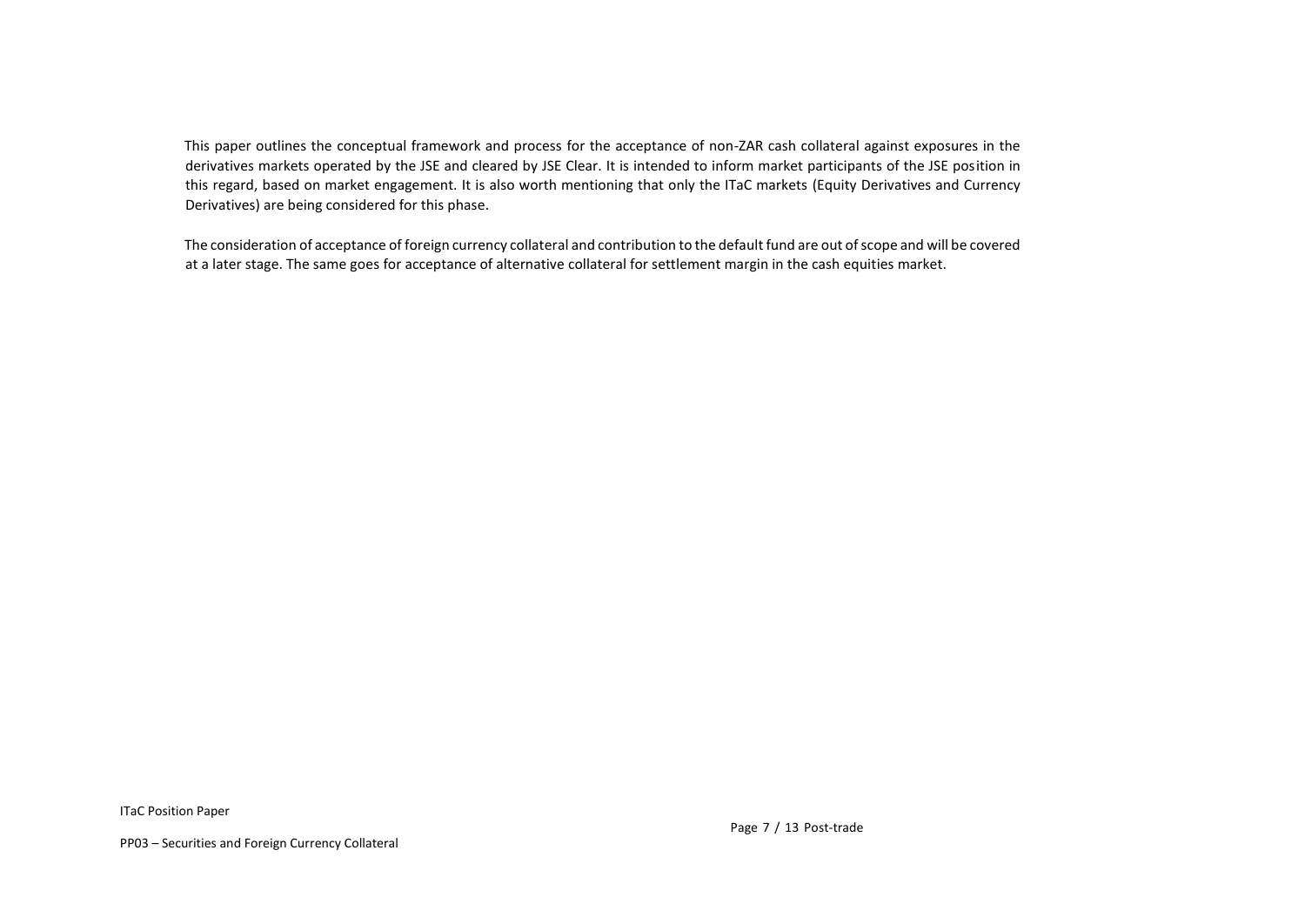This paper outlines the conceptual framework and process for the acceptance of non-ZAR cash collateral against exposures in the derivatives markets operated by the JSE and cleared by JSE Clear. It is intended to inform market participants of the JSE position in this regard, based on market engagement. It is also worth mentioning that only the ITaC markets (Equity Derivatives and Currency Derivatives) are being considered for this phase.

The consideration of acceptance of foreign currency collateral and contribution to the default fund are out of scope and will be covered at a later stage. The same goes for acceptance of alternative collateral for settlement margin in the cash equities market.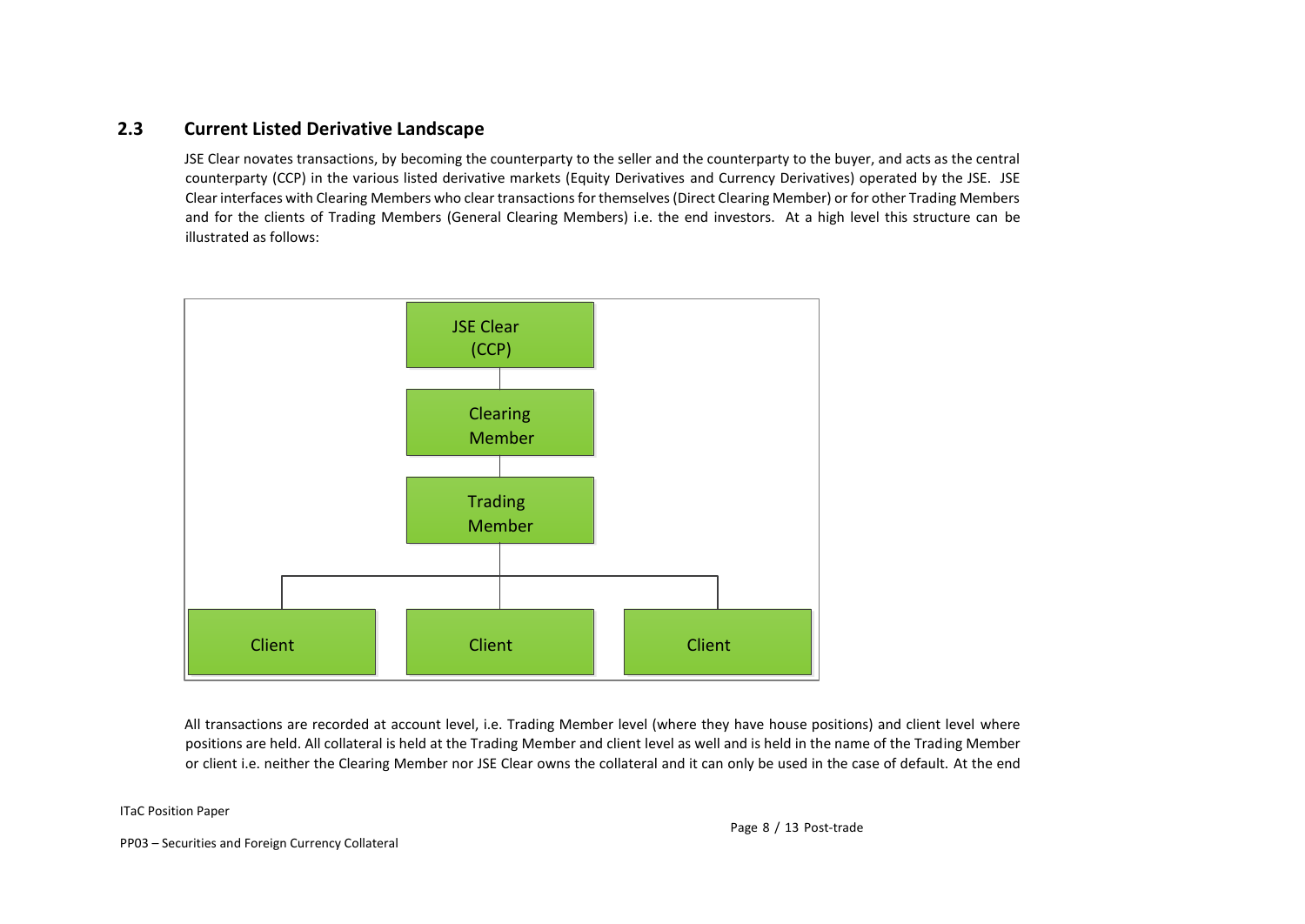## 2.3 Current Listed Derivative Landscape

JSE Clear novates transactions, by becoming the counterparty to the seller and the counterparty to the buyer, and acts as the central counterparty (CCP) in the various listed derivative markets (Equity Derivatives and Currency Derivatives) operated by the JSE. JSE Clear interfaces with Clearing Members who clear transactions for themselves (Direct Clearing Member) or for other Trading Members and for the clients of Trading Members (General Clearing Members) i.e. the end investors. At a high level this structure can be illustrated as follows:

All transactions are recorded at account level, i.e. Trading Member level (where they have house positions) and client level where positions are held. All collateral is held at the Trading Member and client level as well and is held in the name of the Trading Member or client i.e. neither the Clearing Member nor JSE Clear owns the collateral and it can only be used in the case of default. At the end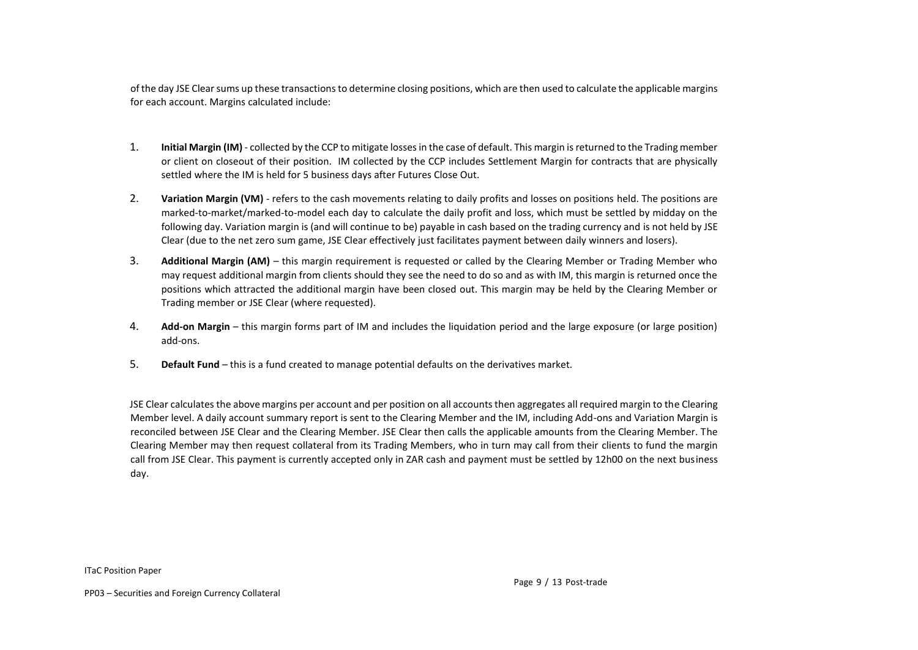of the day JSE Clear sums up these transactions to determine closing positions, which are then used to calculate the applicable margins for each account. Margins calculated include:

1. **Initial Margin (IM)** - collected by the CCP to mitigate losses in the case of default. This margin is returned to the Trading member or client on closeout of their position. IM collected by the CCP includes Settlement Margin for contracts that are physically settled where the IM is held for 5 business days after Futures Close Out.
2. **Variation Margin (VM)** - refers to the cash movements relating to daily profits and losses on positions held. The positions are marked-to-market/marked-to-model each day to calculate the daily profit and loss, which must be settled by midday on the following day. Variation margin is (and will continue to be) payable in cash based on the trading currency and is not held by JSE Clear (due to the net zero sum game, JSE Clear effectively just facilitates payment between daily winners and losers).
3. **Additional Margin (AM)** – this margin requirement is requested or called by the Clearing Member or Trading Member who may request additional margin from clients should they see the need to do so and as with IM, this margin is returned once the positions which attracted the additional margin have been closed out. This margin may be held by the Clearing Member or Trading member or JSE Clear (where requested).
4. **Add-on Margin** – this margin forms part of IM and includes the liquidation period and the large exposure (or large position) add-ons.
5. **Default Fund** – this is a fund created to manage potential defaults on the derivatives market.

JSE Clear calculates the above margins per account and per position on all accounts then aggregates all required margin to the Clearing Member level. A daily account summary report is sent to the Clearing Member and the IM, including Add-ons and Variation Margin is reconciled between JSE Clear and the Clearing Member. JSE Clear then calls the applicable amounts from the Clearing Member. The Clearing Member may then request collateral from its Trading Members, who in turn may call from their clients to fund the margin call from JSE Clear. This payment is currently accepted only in ZAR cash and payment must be settled by 12h00 on the next business day.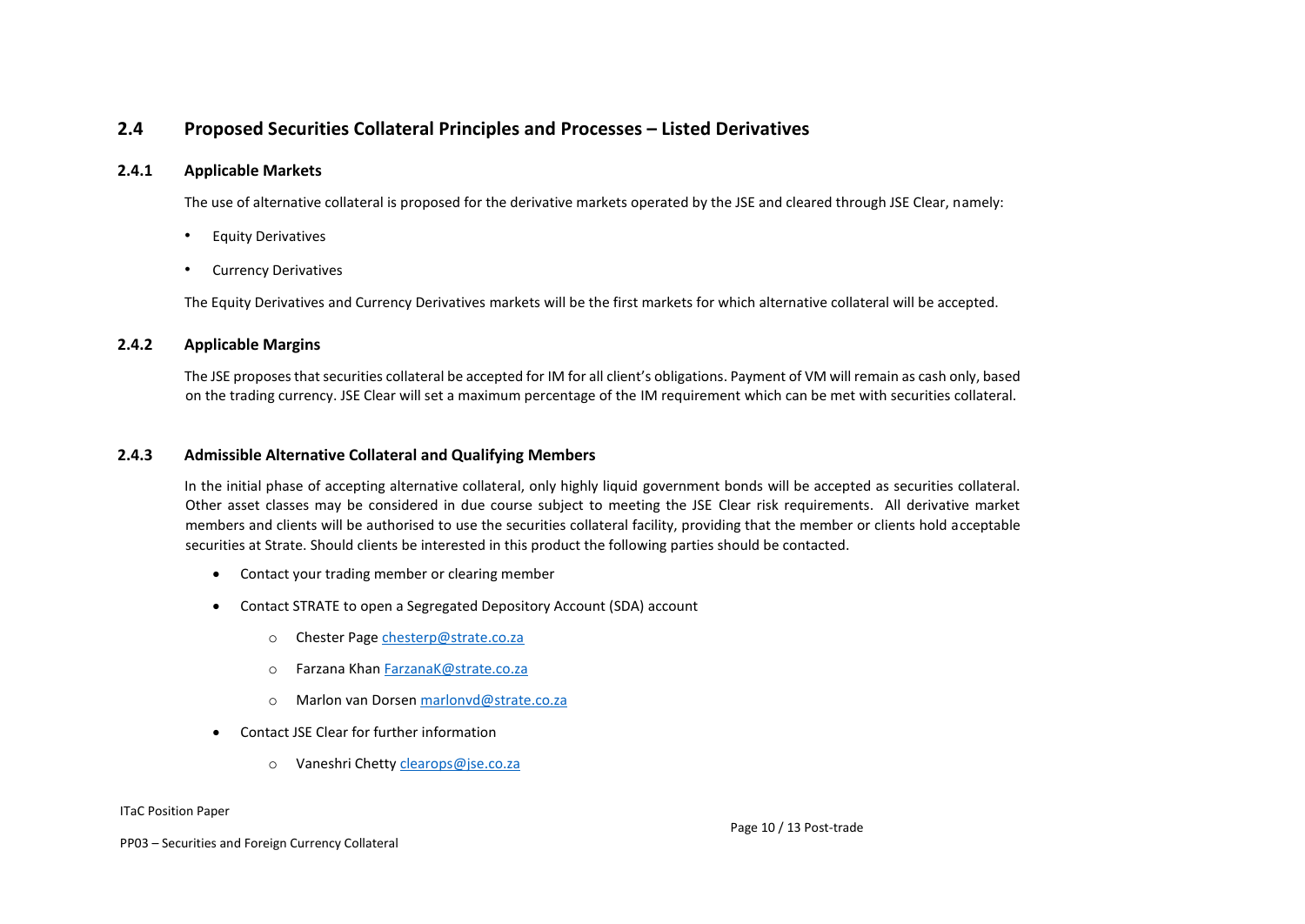## 2.4 Proposed Securities Collateral Principles and Processes – Listed Derivatives

### 2.4.1 Applicable Markets

The use of alternative collateral is proposed for the derivative markets operated by the JSE and cleared through JSE Clear, namely:

- Equity Derivatives
- Currency Derivatives

The Equity Derivatives and Currency Derivatives markets will be the first markets for which alternative collateral will be accepted.

### 2.4.2 Applicable Margins

The JSE proposes that securities collateral be accepted for IM for all client's obligations. Payment of VM will remain as cash only, based on the trading currency. JSE Clear will set a maximum percentage of the IM requirement which can be met with securities collateral.

### 2.4.3 Admissible Alternative Collateral and Qualifying Members

In the initial phase of accepting alternative collateral, only highly liquid government bonds will be accepted as securities collateral. Other asset classes may be considered in due course subject to meeting the JSE Clear risk requirements. All derivative market members and clients will be authorised to use the securities collateral facility, providing that the member or clients hold acceptable securities at Strate. Should clients be interested in this product the following parties should be contacted.

- Contact your trading member or clearing member
- Contact STRATE to open a Segregated Depository Account (SDA) account
  - Chester Page chesterp@strate.co.za
  - Farzana Khan FarzanaK@strate.co.za
  - Marlon van Dorsen marlonvd@strate.co.za
- Contact JSE Clear for further information
  - Vaneshri Chetty clearops@jse.co.za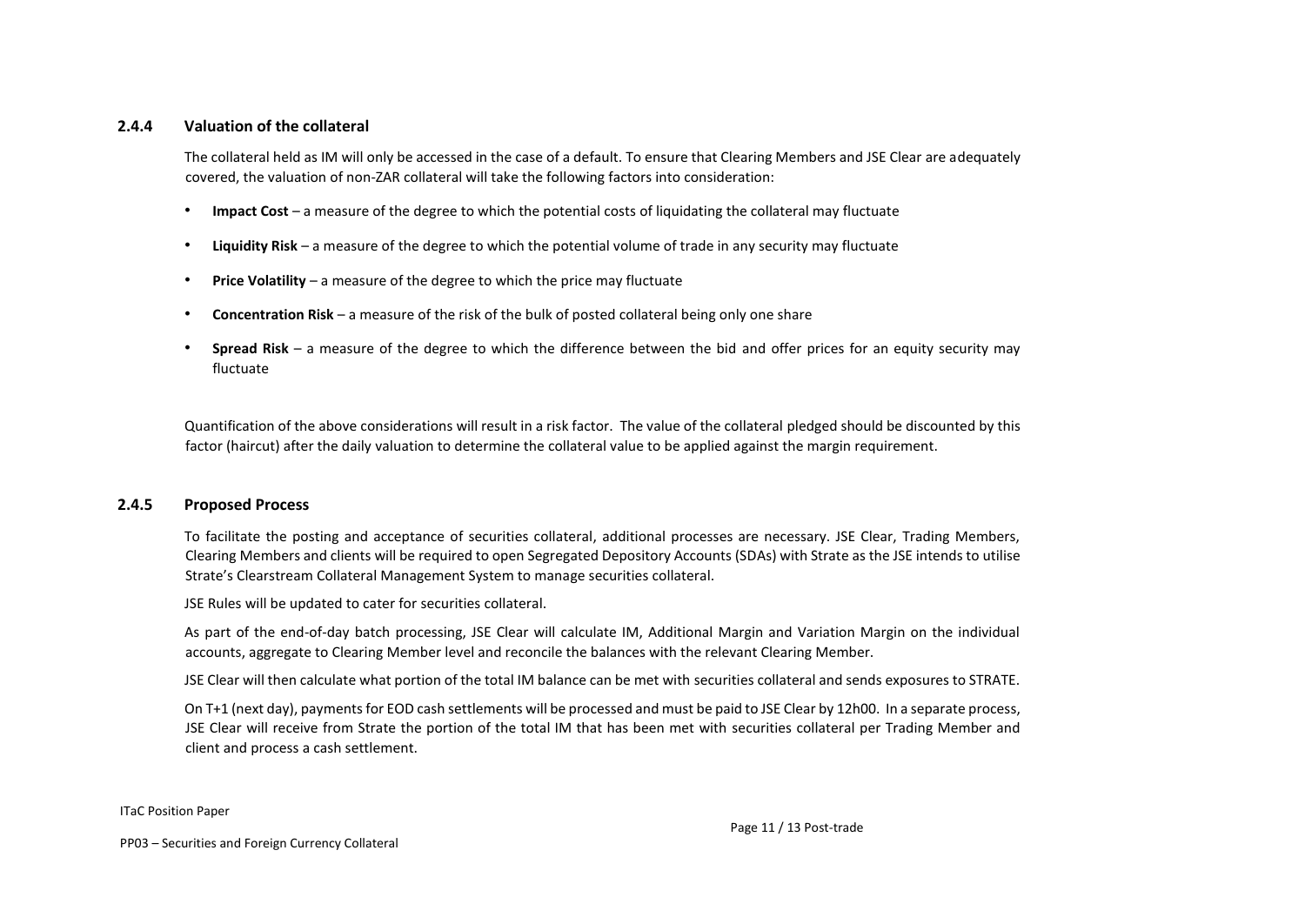### 2.4.4 Valuation of the collateral

The collateral held as IM will only be accessed in the case of a default. To ensure that Clearing Members and JSE Clear are adequately covered, the valuation of non-ZAR collateral will take the following factors into consideration:

- **Impact Cost** – a measure of the degree to which the potential costs of liquidating the collateral may fluctuate
- **Liquidity Risk** – a measure of the degree to which the potential volume of trade in any security may fluctuate
- **Price Volatility** – a measure of the degree to which the price may fluctuate
- **Concentration Risk** – a measure of the risk of the bulk of posted collateral being only one share
- **Spread Risk** – a measure of the degree to which the difference between the bid and offer prices for an equity security may fluctuate

Quantification of the above considerations will result in a risk factor. The value of the collateral pledged should be discounted by this factor (haircut) after the daily valuation to determine the collateral value to be applied against the margin requirement.

### 2.4.5 Proposed Process

To facilitate the posting and acceptance of securities collateral, additional processes are necessary. JSE Clear, Trading Members, Clearing Members and clients will be required to open Segregated Depository Accounts (SDAs) with Strate as the JSE intends to utilise Strate's Clearstream Collateral Management System to manage securities collateral.

JSE Rules will be updated to cater for securities collateral.

As part of the end-of-day batch processing, JSE Clear will calculate IM, Additional Margin and Variation Margin on the individual accounts, aggregate to Clearing Member level and reconcile the balances with the relevant Clearing Member.

JSE Clear will then calculate what portion of the total IM balance can be met with securities collateral and sends exposures to STRATE.

On T+1 (next day), payments for EOD cash settlements will be processed and must be paid to JSE Clear by 12h00. In a separate process, JSE Clear will receive from Strate the portion of the total IM that has been met with securities collateral per Trading Member and client and process a cash settlement.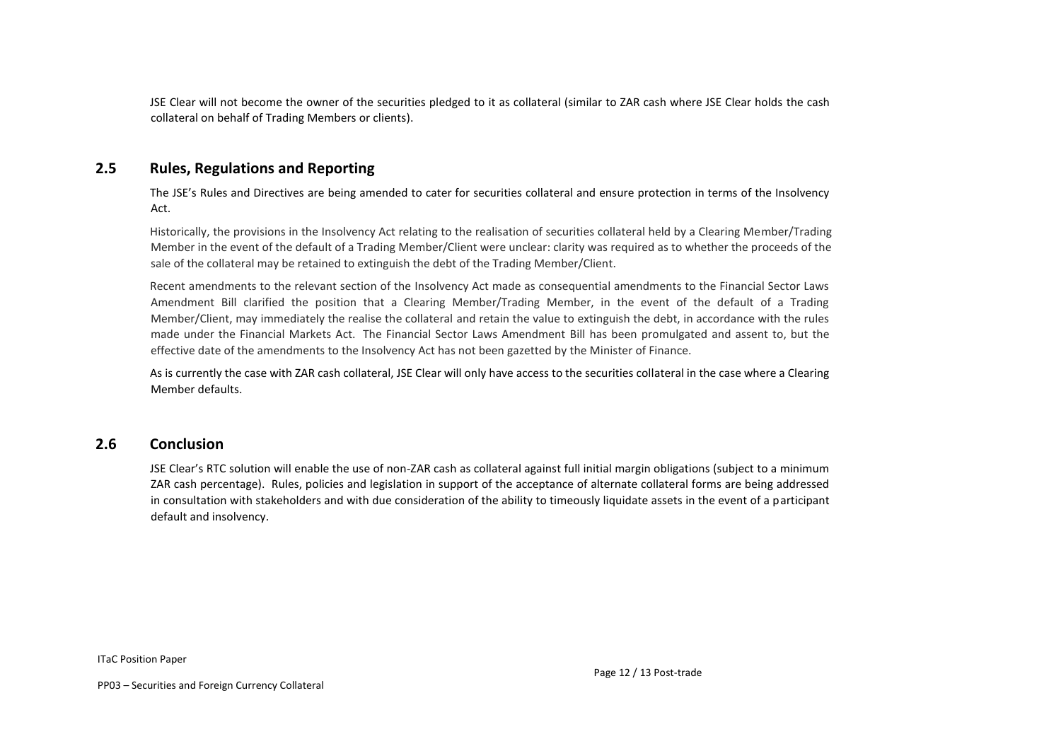JSE Clear will not become the owner of the securities pledged to it as collateral (similar to ZAR cash where JSE Clear holds the cash collateral on behalf of Trading Members or clients).

## 2.5 Rules, Regulations and Reporting

The JSE's Rules and Directives are being amended to cater for securities collateral and ensure protection in terms of the Insolvency Act.

Historically, the provisions in the Insolvency Act relating to the realisation of securities collateral held by a Clearing Member/Trading Member in the event of the default of a Trading Member/Client were unclear: clarity was required as to whether the proceeds of the sale of the collateral may be retained to extinguish the debt of the Trading Member/Client.

Recent amendments to the relevant section of the Insolvency Act made as consequential amendments to the Financial Sector Laws Amendment Bill clarified the position that a Clearing Member/Trading Member, in the event of the default of a Trading Member/Client, may immediately the realise the collateral and retain the value to extinguish the debt, in accordance with the rules made under the Financial Markets Act. The Financial Sector Laws Amendment Bill has been promulgated and assent to, but the effective date of the amendments to the Insolvency Act has not been gazetted by the Minister of Finance.

As is currently the case with ZAR cash collateral, JSE Clear will only have access to the securities collateral in the case where a Clearing Member defaults.

## 2.6 Conclusion

JSE Clear's RTC solution will enable the use of non-ZAR cash as collateral against full initial margin obligations (subject to a minimum ZAR cash percentage). Rules, policies and legislation in support of the acceptance of alternate collateral forms are being addressed in consultation with stakeholders and with due consideration of the ability to timeously liquidate assets in the event of a participant default and insolvency.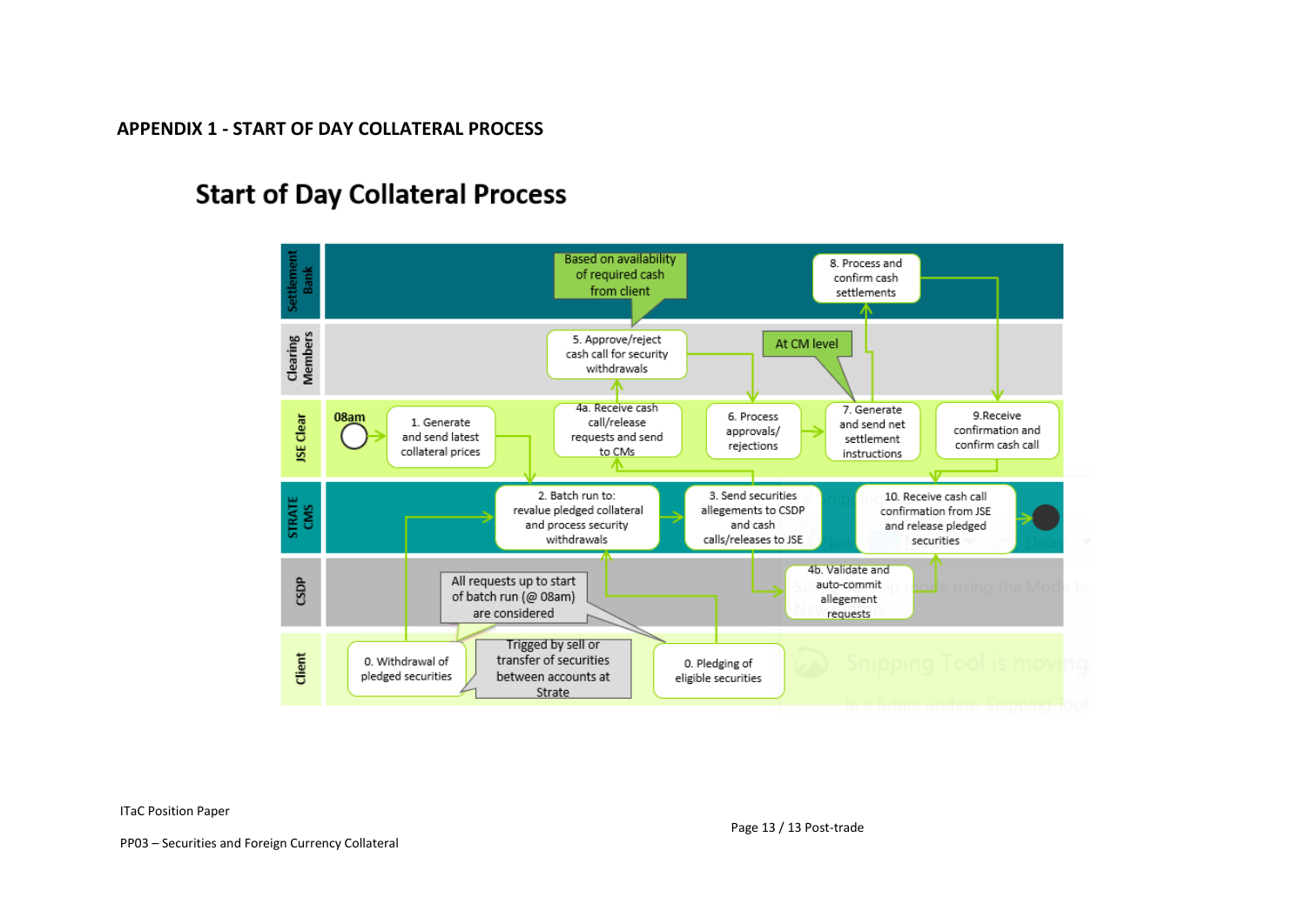**APPENDIX 1 - START OF DAY COLLATERAL PROCESS**

## Start of Day Collateral Process

Settlement Bank

Clearing Members

JSE Clear

STRATE CMS

CSDP

Client

08am

1. Generate and send latest collateral prices

2. Batch run to: revalue pledged collateral and process security withdrawals

3. Send securities allegements to CSDP and cash calls/releases to JSE

4a. Receive cash call/release requests and send to CMs

4b. Validate and auto-commit allegement requests

5. Approve/reject cash call for security withdrawals

Based on availability of required cash from client

6. Process approvals/ rejections

7. Generate and send net settlement instructions

At CM level

8. Process and confirm cash settlements

9.Receive confirmation and confirm cash call

10. Receive cash call confirmation from JSE and release pledged securities

0. Withdrawal of pledged securities

0. Pledging of eligible securities

All requests up to start of batch run (@ 08am) are considered

Trigged by sell or transfer of securities between accounts at Strate

ITaC Position Paper

PP03 – Securities and Foreign Currency Collateral

Post-trade